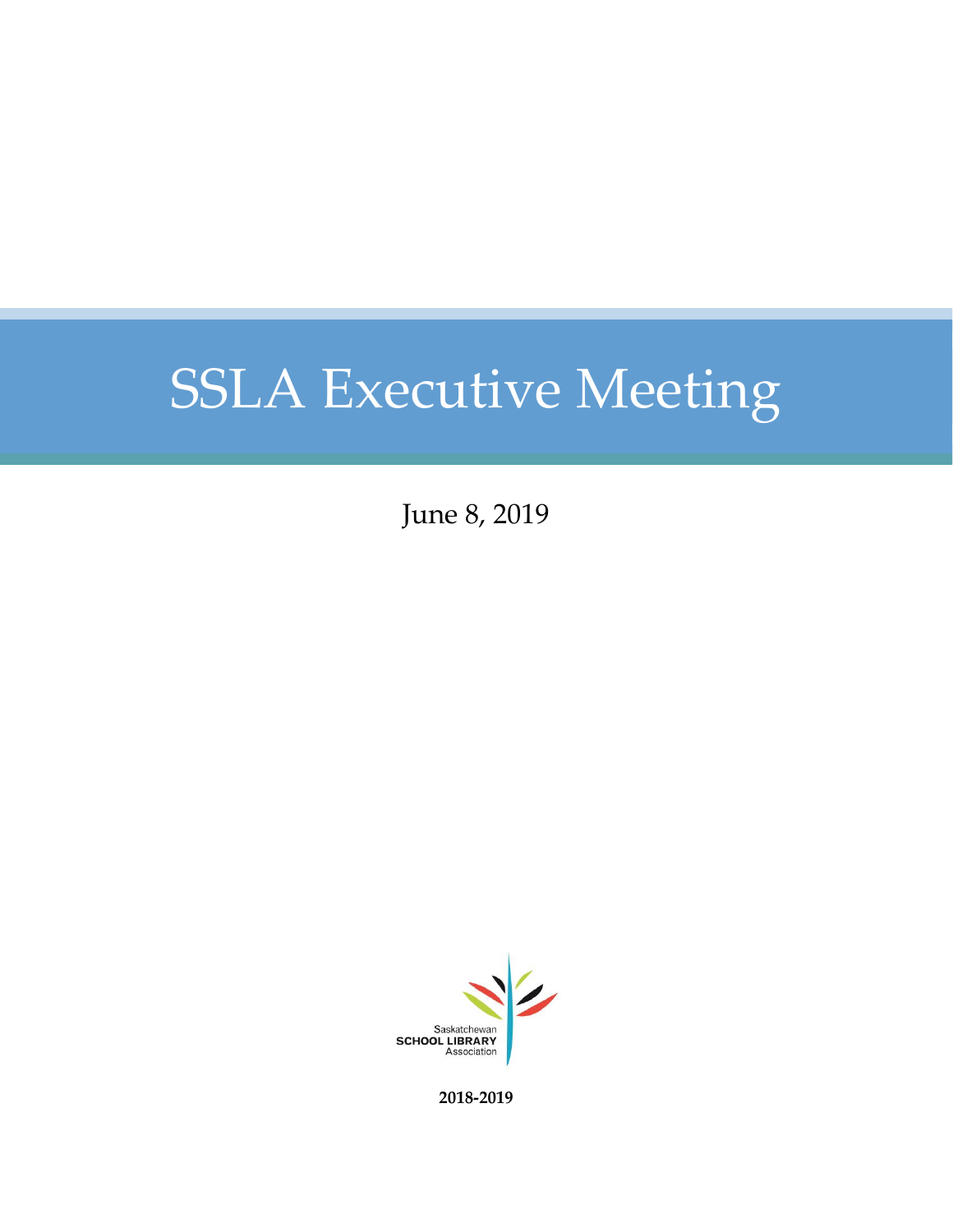# SSLA Executive Meeting

June 8, 2019

Saskatchewan
**SCHOOL LIBRARY**
Association

**2018-2019**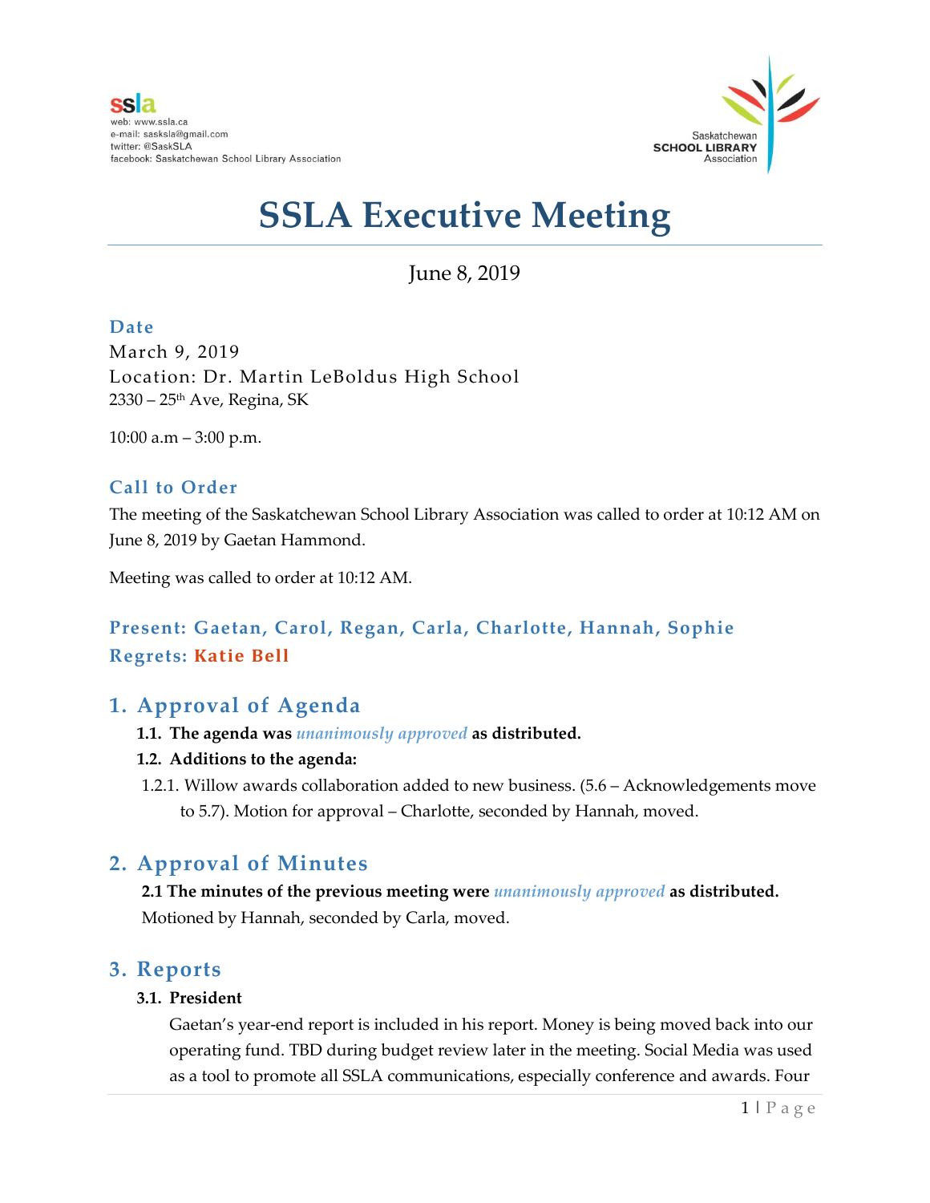ssla
web: www.ssla.ca
e-mail: sasksla@gmail.com
twitter: @SaskSLA
facebook: Saskatchewan School Library Association

Saskatchewan **SCHOOL LIBRARY** Association

# SSLA Executive Meeting

June 8, 2019

### Date

March 9, 2019
Location: Dr. Martin LeBoldus High School
2330 – 25th Ave, Regina, SK

10:00 a.m – 3:00 p.m.

### Call to Order

The meeting of the Saskatchewan School Library Association was called to order at 10:12 AM on June 8, 2019 by Gaetan Hammond.

Meeting was called to order at 10:12 AM.

### Present: Gaetan, Carol, Regan, Carla, Charlotte, Hannah, Sophie
### Regrets: Katie Bell

## 1. Approval of Agenda

**1.1. The agenda was *unanimously approved* as distributed.**

**1.2. Additions to the agenda:**

1.2.1. Willow awards collaboration added to new business. (5.6 – Acknowledgements move to 5.7). Motion for approval – Charlotte, seconded by Hannah, moved.

## 2. Approval of Minutes

**2.1 The minutes of the previous meeting were *unanimously approved* as distributed.** Motioned by Hannah, seconded by Carla, moved.

## 3. Reports

**3.1. President**

Gaetan's year-end report is included in his report. Money is being moved back into our operating fund. TBD during budget review later in the meeting. Social Media was used as a tool to promote all SSLA communications, especially conference and awards. Four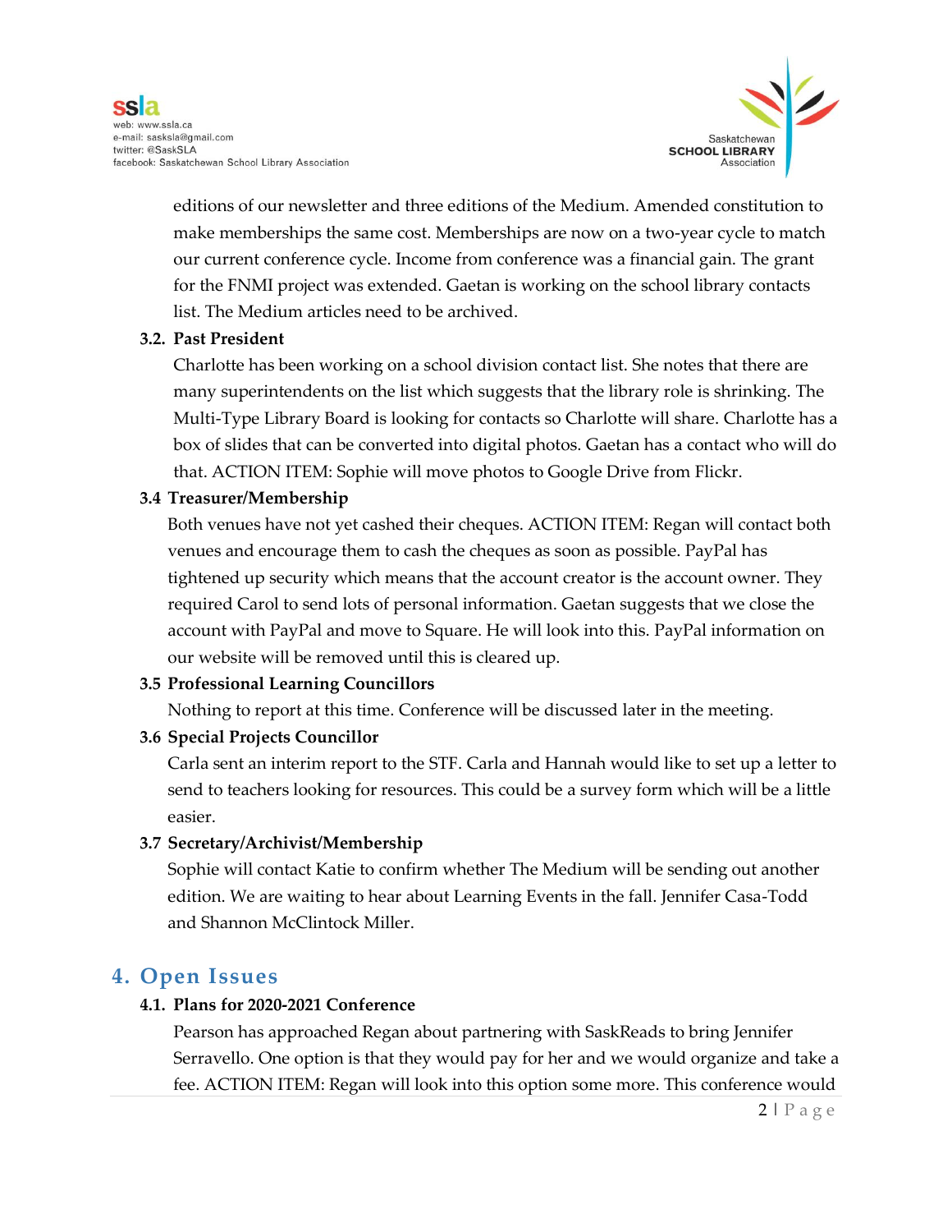editions of our newsletter and three editions of the Medium. Amended constitution to make memberships the same cost. Memberships are now on a two-year cycle to match our current conference cycle. Income from conference was a financial gain. The grant for the FNMI project was extended. Gaetan is working on the school library contacts list. The Medium articles need to be archived.

### 3.2. Past President

Charlotte has been working on a school division contact list. She notes that there are many superintendents on the list which suggests that the library role is shrinking. The Multi-Type Library Board is looking for contacts so Charlotte will share. Charlotte has a box of slides that can be converted into digital photos. Gaetan has a contact who will do that. ACTION ITEM: Sophie will move photos to Google Drive from Flickr.

### 3.4 Treasurer/Membership

Both venues have not yet cashed their cheques. ACTION ITEM: Regan will contact both venues and encourage them to cash the cheques as soon as possible. PayPal has tightened up security which means that the account creator is the account owner. They required Carol to send lots of personal information. Gaetan suggests that we close the account with PayPal and move to Square. He will look into this. PayPal information on our website will be removed until this is cleared up.

### 3.5 Professional Learning Councillors

Nothing to report at this time. Conference will be discussed later in the meeting.

### 3.6 Special Projects Councillor

Carla sent an interim report to the STF. Carla and Hannah would like to set up a letter to send to teachers looking for resources. This could be a survey form which will be a little easier.

### 3.7 Secretary/Archivist/Membership

Sophie will contact Katie to confirm whether The Medium will be sending out another edition. We are waiting to hear about Learning Events in the fall. Jennifer Casa-Todd and Shannon McClintock Miller.

## 4. Open Issues

### 4.1. Plans for 2020-2021 Conference

Pearson has approached Regan about partnering with SaskReads to bring Jennifer Serravello. One option is that they would pay for her and we would organize and take a fee. ACTION ITEM: Regan will look into this option some more. This conference would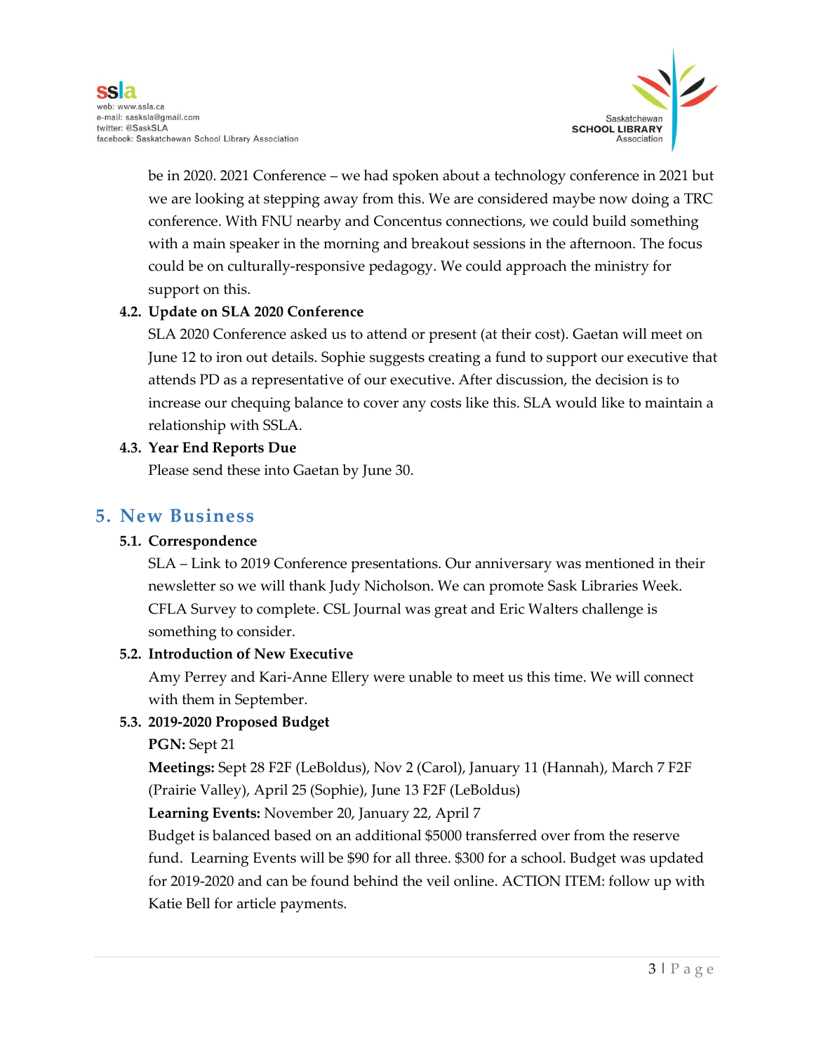be in 2020. 2021 Conference – we had spoken about a technology conference in 2021 but we are looking at stepping away from this. We are considered maybe now doing a TRC conference. With FNU nearby and Concentus connections, we could build something with a main speaker in the morning and breakout sessions in the afternoon. The focus could be on culturally-responsive pedagogy. We could approach the ministry for support on this.

**4.2. Update on SLA 2020 Conference**

SLA 2020 Conference asked us to attend or present (at their cost). Gaetan will meet on June 12 to iron out details. Sophie suggests creating a fund to support our executive that attends PD as a representative of our executive. After discussion, the decision is to increase our chequing balance to cover any costs like this. SLA would like to maintain a relationship with SSLA.

**4.3. Year End Reports Due**

Please send these into Gaetan by June 30.

## 5. New Business

**5.1. Correspondence**

SLA – Link to 2019 Conference presentations. Our anniversary was mentioned in their newsletter so we will thank Judy Nicholson. We can promote Sask Libraries Week. CFLA Survey to complete. CSL Journal was great and Eric Walters challenge is something to consider.

**5.2. Introduction of New Executive**

Amy Perrey and Kari-Anne Ellery were unable to meet us this time. We will connect with them in September.

**5.3. 2019-2020 Proposed Budget**

**PGN:** Sept 21

**Meetings:** Sept 28 F2F (LeBoldus), Nov 2 (Carol), January 11 (Hannah), March 7 F2F (Prairie Valley), April 25 (Sophie), June 13 F2F (LeBoldus)

**Learning Events:** November 20, January 22, April 7

Budget is balanced based on an additional $5000 transferred over from the reserve fund. Learning Events will be $90 for all three. $300 for a school. Budget was updated for 2019-2020 and can be found behind the veil online. ACTION ITEM: follow up with Katie Bell for article payments.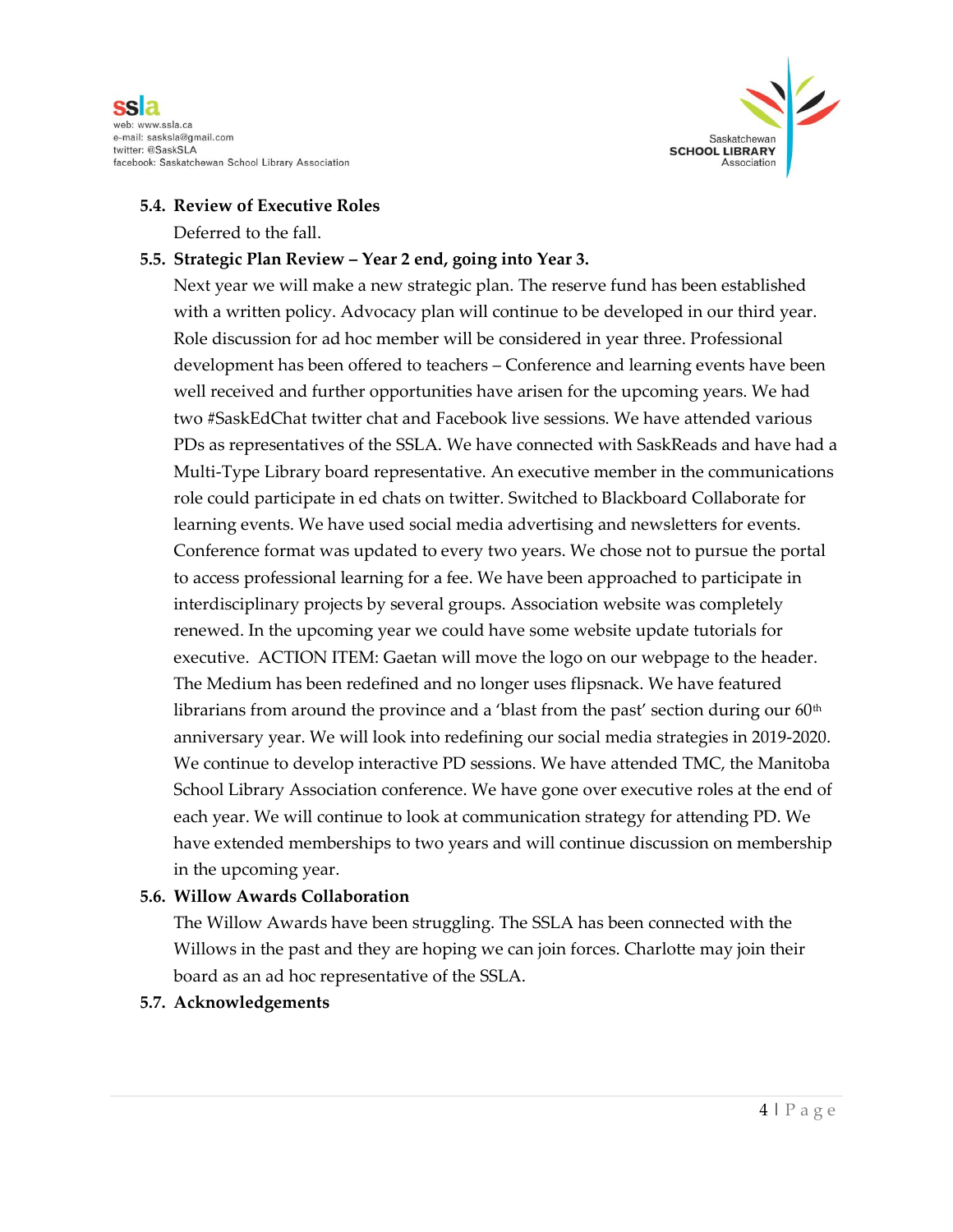**5.4. Review of Executive Roles**

Deferred to the fall.

**5.5. Strategic Plan Review – Year 2 end, going into Year 3.**

Next year we will make a new strategic plan. The reserve fund has been established with a written policy. Advocacy plan will continue to be developed in our third year. Role discussion for ad hoc member will be considered in year three. Professional development has been offered to teachers – Conference and learning events have been well received and further opportunities have arisen for the upcoming years. We had two #SaskEdChat twitter chat and Facebook live sessions. We have attended various PDs as representatives of the SSLA. We have connected with SaskReads and have had a Multi-Type Library board representative. An executive member in the communications role could participate in ed chats on twitter. Switched to Blackboard Collaborate for learning events. We have used social media advertising and newsletters for events. Conference format was updated to every two years. We chose not to pursue the portal to access professional learning for a fee. We have been approached to participate in interdisciplinary projects by several groups. Association website was completely renewed. In the upcoming year we could have some website update tutorials for executive. ACTION ITEM: Gaetan will move the logo on our webpage to the header. The Medium has been redefined and no longer uses flipsnack. We have featured librarians from around the province and a 'blast from the past' section during our 60th anniversary year. We will look into redefining our social media strategies in 2019-2020. We continue to develop interactive PD sessions. We have attended TMC, the Manitoba School Library Association conference. We have gone over executive roles at the end of each year. We will continue to look at communication strategy for attending PD. We have extended memberships to two years and will continue discussion on membership in the upcoming year.

**5.6. Willow Awards Collaboration**

The Willow Awards have been struggling. The SSLA has been connected with the Willows in the past and they are hoping we can join forces. Charlotte may join their board as an ad hoc representative of the SSLA.

**5.7. Acknowledgements**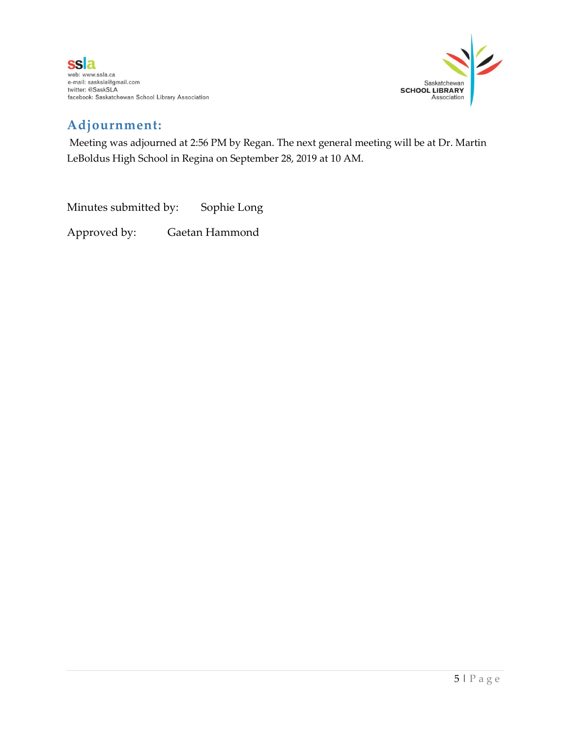## Adjournment:

Meeting was adjourned at 2:56 PM by Regan. The next general meeting will be at Dr. Martin LeBoldus High School in Regina on September 28, 2019 at 10 AM.

Minutes submitted by: Sophie Long

Approved by: Gaetan Hammond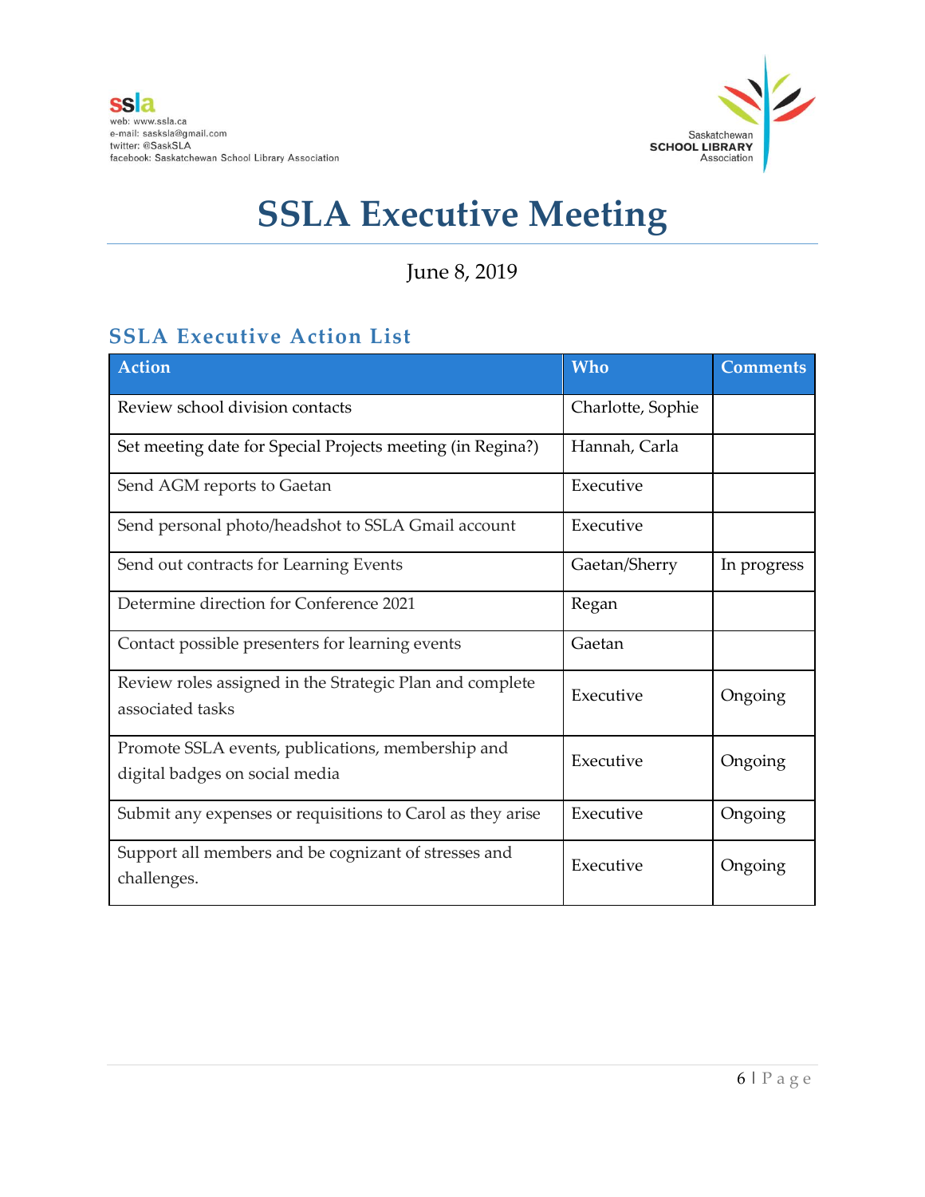ssla
web: www.ssla.ca
e-mail: sasksla@gmail.com
twitter: @SaskSLA
facebook: Saskatchewan School Library Association

Saskatchewan **SCHOOL LIBRARY** Association

# SSLA Executive Meeting

June 8, 2019

## SSLA Executive Action List

| Action | Who | Comments |
|---|---|---|
| Review school division contacts | Charlotte, Sophie | |
| Set meeting date for Special Projects meeting (in Regina?) | Hannah, Carla | |
| Send AGM reports to Gaetan | Executive | |
| Send personal photo/headshot to SSLA Gmail account | Executive | |
| Send out contracts for Learning Events | Gaetan/Sherry | In progress |
| Determine direction for Conference 2021 | Regan | |
| Contact possible presenters for learning events | Gaetan | |
| Review roles assigned in the Strategic Plan and complete associated tasks | Executive | Ongoing |
| Promote SSLA events, publications, membership and digital badges on social media | Executive | Ongoing |
| Submit any expenses or requisitions to Carol as they arise | Executive | Ongoing |
| Support all members and be cognizant of stresses and challenges. | Executive | Ongoing |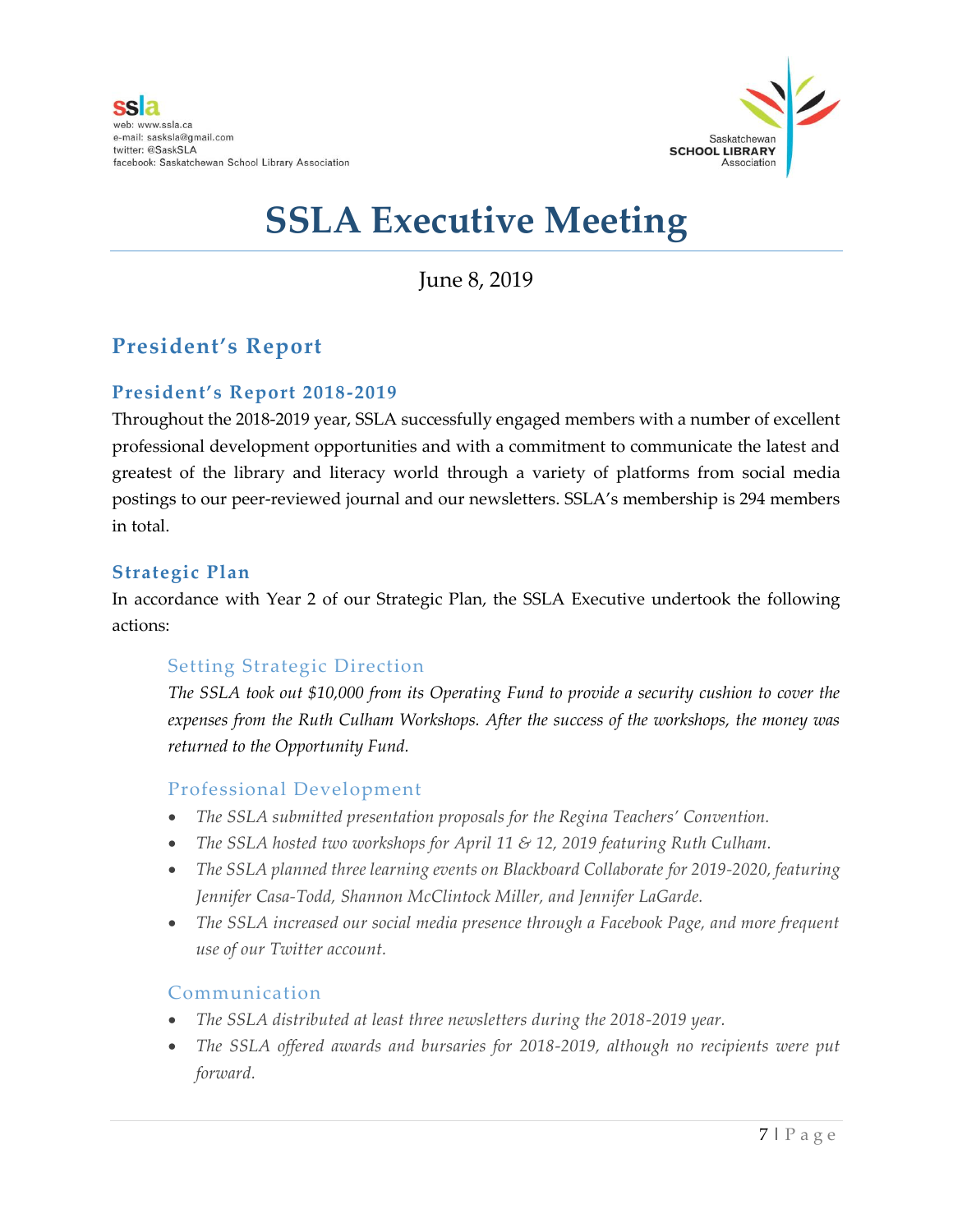ssla
web: www.ssla.ca
e-mail: sasksla@gmail.com
twitter: @SaskSLA
facebook: Saskatchewan School Library Association

Saskatchewan SCHOOL LIBRARY Association

# SSLA Executive Meeting

June 8, 2019

## President's Report

### President's Report 2018-2019

Throughout the 2018-2019 year, SSLA successfully engaged members with a number of excellent professional development opportunities and with a commitment to communicate the latest and greatest of the library and literacy world through a variety of platforms from social media postings to our peer-reviewed journal and our newsletters. SSLA's membership is 294 members in total.

### Strategic Plan

In accordance with Year 2 of our Strategic Plan, the SSLA Executive undertook the following actions:

#### Setting Strategic Direction

*The SSLA took out $10,000 from its Operating Fund to provide a security cushion to cover the expenses from the Ruth Culham Workshops. After the success of the workshops, the money was returned to the Opportunity Fund.*

#### Professional Development

- *The SSLA submitted presentation proposals for the Regina Teachers' Convention.*
- *The SSLA hosted two workshops for April 11 & 12, 2019 featuring Ruth Culham.*
- *The SSLA planned three learning events on Blackboard Collaborate for 2019-2020, featuring Jennifer Casa-Todd, Shannon McClintock Miller, and Jennifer LaGarde.*
- *The SSLA increased our social media presence through a Facebook Page, and more frequent use of our Twitter account.*

#### Communication

- *The SSLA distributed at least three newsletters during the 2018-2019 year.*
- *The SSLA offered awards and bursaries for 2018-2019, although no recipients were put forward.*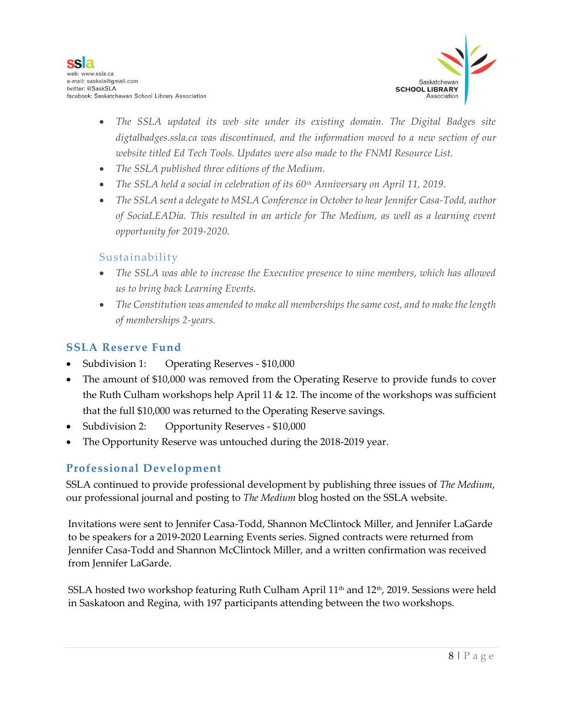- *The SSLA updated its web site under its existing domain. The Digital Badges site digtalbadges.ssla.ca was discontinued, and the information moved to a new section of our website titled Ed Tech Tools. Updates were also made to the FNMI Resource List.*
- *The SSLA published three editions of the Medium.*
- *The SSLA held a social in celebration of its 60th Anniversary on April 11, 2019.*
- *The SSLA sent a delegate to MSLA Conference in October to hear Jennifer Casa-Todd, author of SociaLEADia. This resulted in an article for The Medium, as well as a learning event opportunity for 2019-2020.*

### Sustainability

- *The SSLA was able to increase the Executive presence to nine members, which has allowed us to bring back Learning Events.*
- *The Constitution was amended to make all memberships the same cost, and to make the length of memberships 2-years.*

## SSLA Reserve Fund

- Subdivision 1: Operating Reserves - $10,000
- The amount of $10,000 was removed from the Operating Reserve to provide funds to cover the Ruth Culham workshops help April 11 & 12. The income of the workshops was sufficient that the full $10,000 was returned to the Operating Reserve savings.
- Subdivision 2: Opportunity Reserves - $10,000
- The Opportunity Reserve was untouched during the 2018-2019 year.

## Professional Development

SSLA continued to provide professional development by publishing three issues of *The Medium*, our professional journal and posting to *The Medium* blog hosted on the SSLA website.

Invitations were sent to Jennifer Casa-Todd, Shannon McClintock Miller, and Jennifer LaGarde to be speakers for a 2019-2020 Learning Events series. Signed contracts were returned from Jennifer Casa-Todd and Shannon McClintock Miller, and a written confirmation was received from Jennifer LaGarde.

SSLA hosted two workshop featuring Ruth Culham April 11th and 12th, 2019. Sessions were held in Saskatoon and Regina, with 197 participants attending between the two workshops.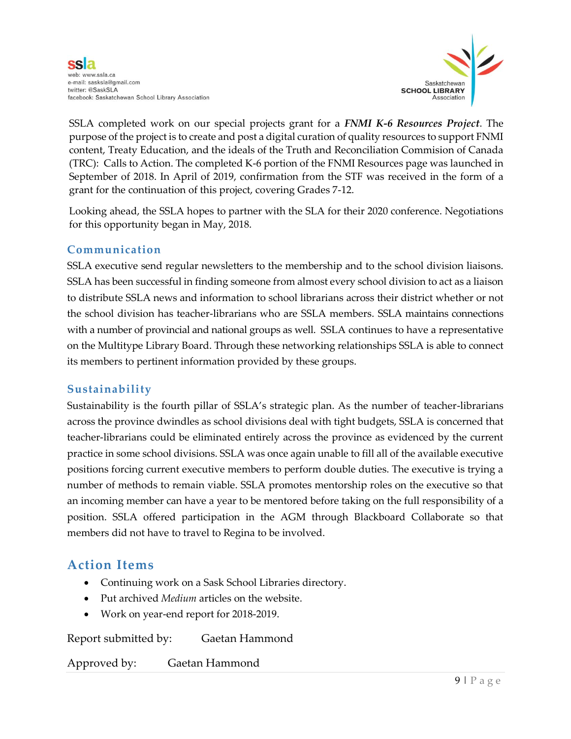SSLA completed work on our special projects grant for a ***FNMI K-6 Resources Project***. The purpose of the project is to create and post a digital curation of quality resources to support FNMI content, Treaty Education, and the ideals of the Truth and Reconciliation Commision of Canada (TRC): Calls to Action. The completed K-6 portion of the FNMI Resources page was launched in September of 2018. In April of 2019, confirmation from the STF was received in the form of a grant for the continuation of this project, covering Grades 7-12.

Looking ahead, the SSLA hopes to partner with the SLA for their 2020 conference. Negotiations for this opportunity began in May, 2018.

### Communication

SSLA executive send regular newsletters to the membership and to the school division liaisons. SSLA has been successful in finding someone from almost every school division to act as a liaison to distribute SSLA news and information to school librarians across their district whether or not the school division has teacher-librarians who are SSLA members. SSLA maintains connections with a number of provincial and national groups as well. SSLA continues to have a representative on the Multitype Library Board. Through these networking relationships SSLA is able to connect its members to pertinent information provided by these groups.

### Sustainability

Sustainability is the fourth pillar of SSLA's strategic plan. As the number of teacher-librarians across the province dwindles as school divisions deal with tight budgets, SSLA is concerned that teacher-librarians could be eliminated entirely across the province as evidenced by the current practice in some school divisions. SSLA was once again unable to fill all of the available executive positions forcing current executive members to perform double duties. The executive is trying a number of methods to remain viable. SSLA promotes mentorship roles on the executive so that an incoming member can have a year to be mentored before taking on the full responsibility of a position. SSLA offered participation in the AGM through Blackboard Collaborate so that members did not have to travel to Regina to be involved.

## Action Items

- Continuing work on a Sask School Libraries directory.
- Put archived *Medium* articles on the website.
- Work on year-end report for 2018-2019.

Report submitted by: Gaetan Hammond

Approved by: Gaetan Hammond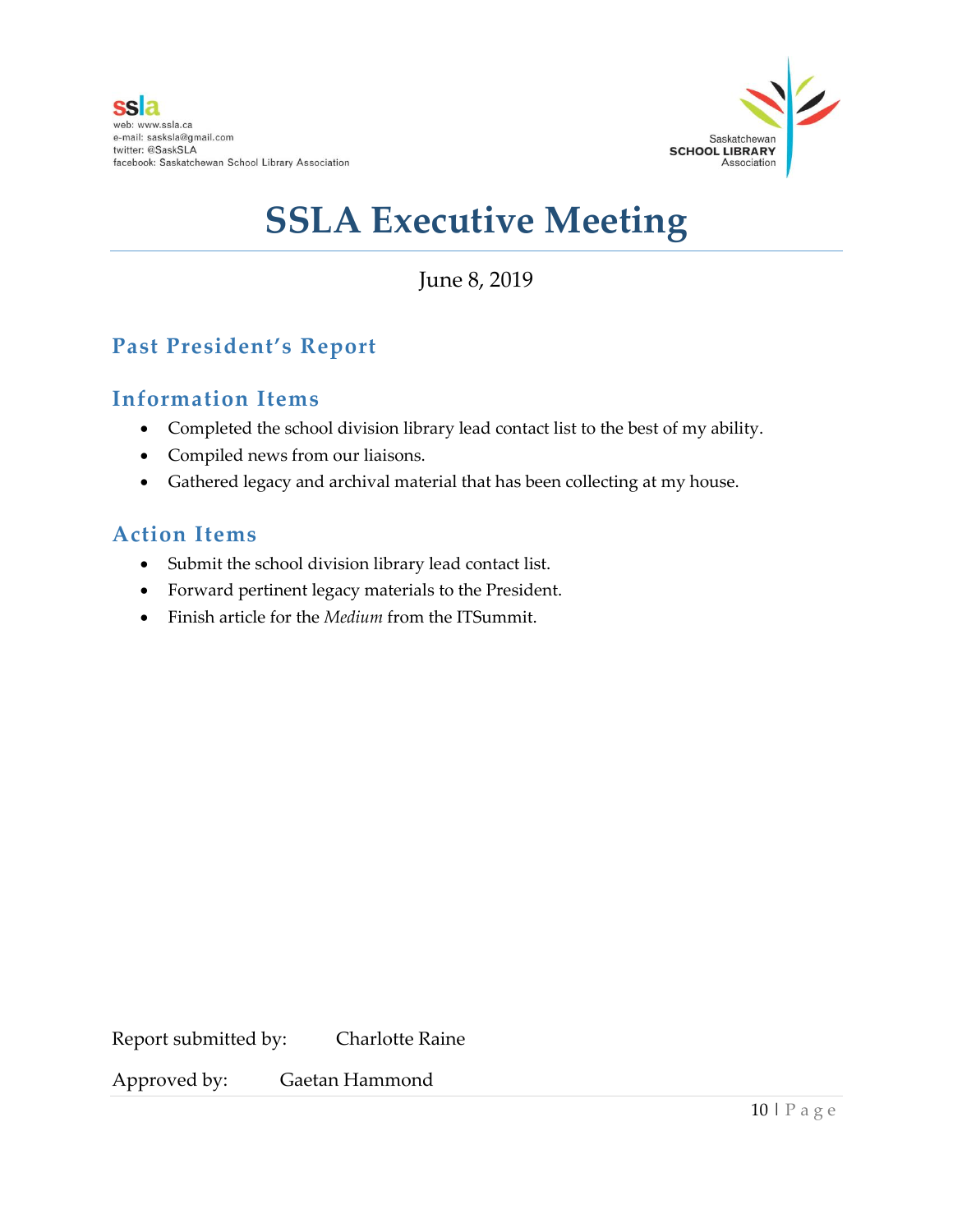ssla
web: www.ssla.ca
e-mail: sasksla@gmail.com
twitter: @SaskSLA
facebook: Saskatchewan School Library Association

Saskatchewan **SCHOOL LIBRARY** Association

# SSLA Executive Meeting

June 8, 2019

## Past President's Report

## Information Items

- Completed the school division library lead contact list to the best of my ability.
- Compiled news from our liaisons.
- Gathered legacy and archival material that has been collecting at my house.

## Action Items

- Submit the school division library lead contact list.
- Forward pertinent legacy materials to the President.
- Finish article for the *Medium* from the ITSummit.

Report submitted by: Charlotte Raine

Approved by: Gaetan Hammond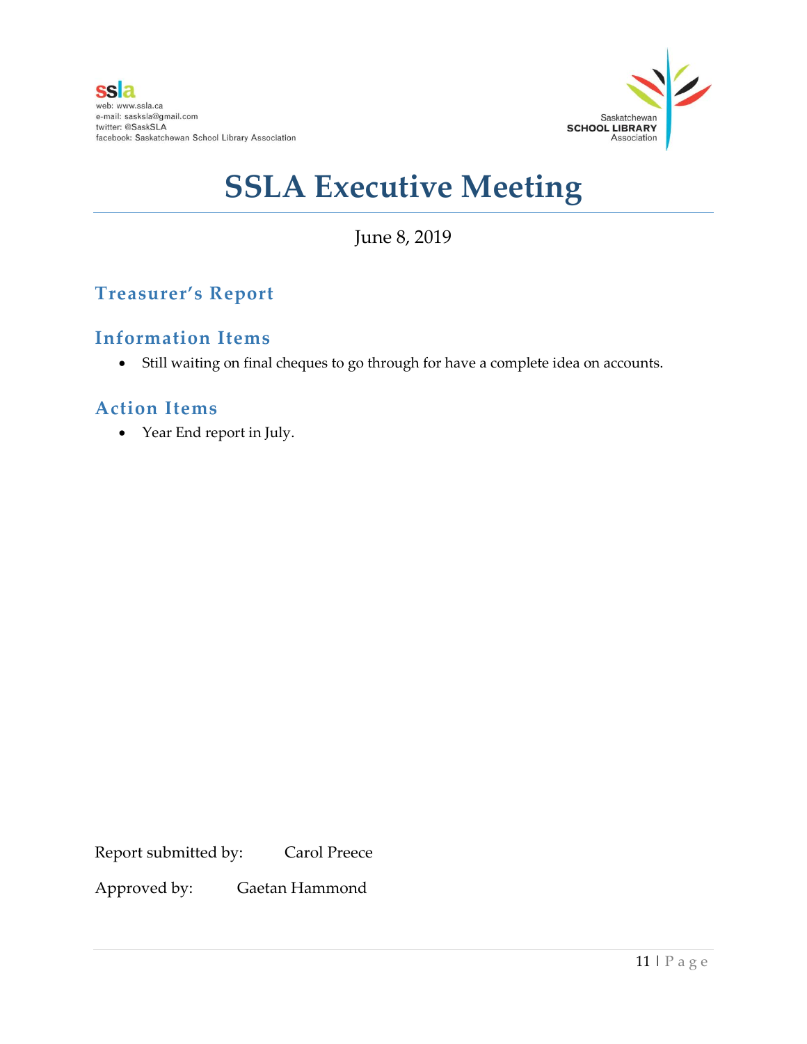ssla
web: www.ssla.ca
e-mail: sasksla@gmail.com
twitter: @SaskSLA
facebook: Saskatchewan School Library Association

Saskatchewan
**SCHOOL LIBRARY**
Association

# SSLA Executive Meeting

June 8, 2019

## Treasurer's Report

## Information Items

- Still waiting on final cheques to go through for have a complete idea on accounts.

## Action Items

- Year End report in July.

Report submitted by: Carol Preece

Approved by: Gaetan Hammond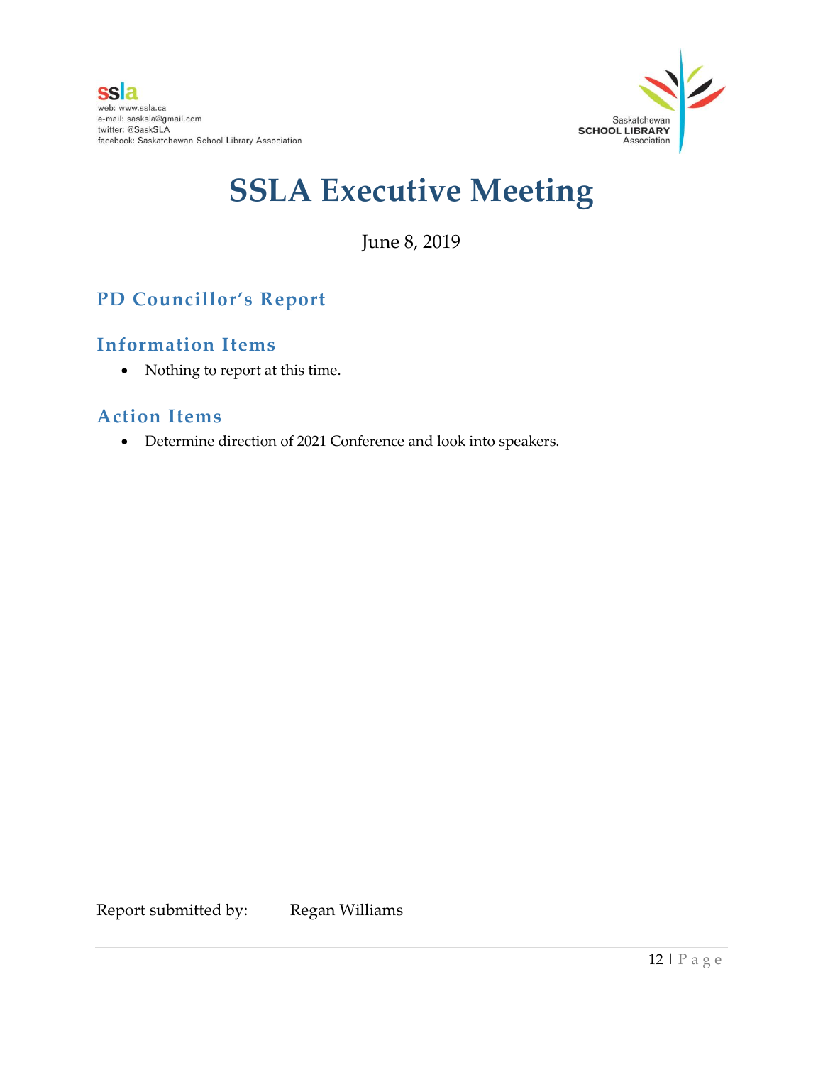# SSLA Executive Meeting

June 8, 2019

## PD Councillor's Report

### Information Items

- Nothing to report at this time.

### Action Items

- Determine direction of 2021 Conference and look into speakers.

Report submitted by: Regan Williams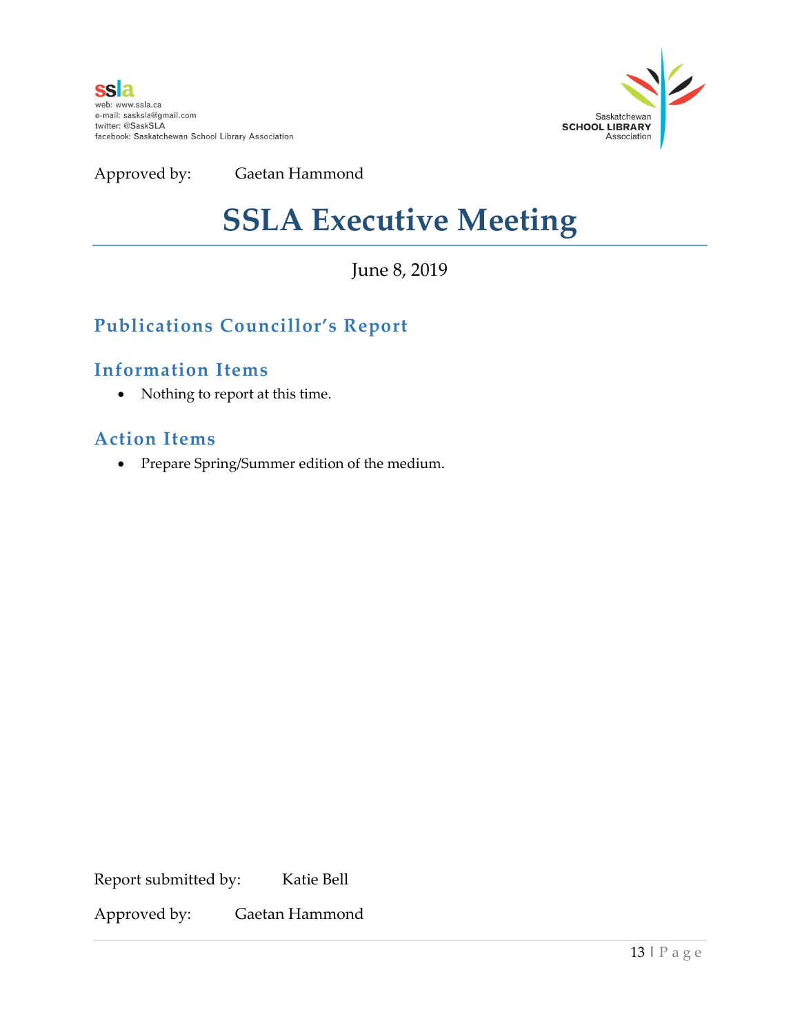Approved by: Gaetan Hammond

# SSLA Executive Meeting

June 8, 2019

## Publications Councillor's Report

### Information Items

- Nothing to report at this time.

### Action Items

- Prepare Spring/Summer edition of the medium.

Report submitted by: Katie Bell

Approved by: Gaetan Hammond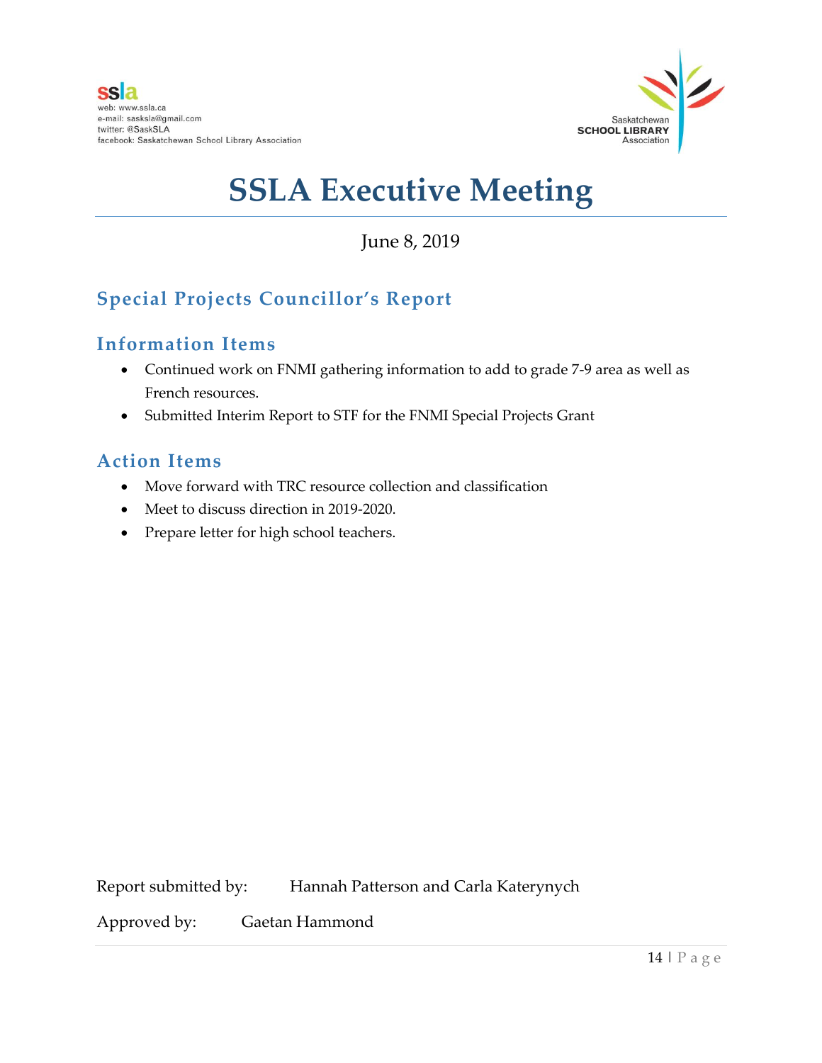ssla
web: www.ssla.ca
e-mail: sasksla@gmail.com
twitter: @SaskSLA
facebook: Saskatchewan School Library Association

Saskatchewan SCHOOL LIBRARY Association

# SSLA Executive Meeting

June 8, 2019

## Special Projects Councillor's Report

## Information Items

- Continued work on FNMI gathering information to add to grade 7-9 area as well as French resources.
- Submitted Interim Report to STF for the FNMI Special Projects Grant

## Action Items

- Move forward with TRC resource collection and classification
- Meet to discuss direction in 2019-2020.
- Prepare letter for high school teachers.

Report submitted by: Hannah Patterson and Carla Katerynych

Approved by: Gaetan Hammond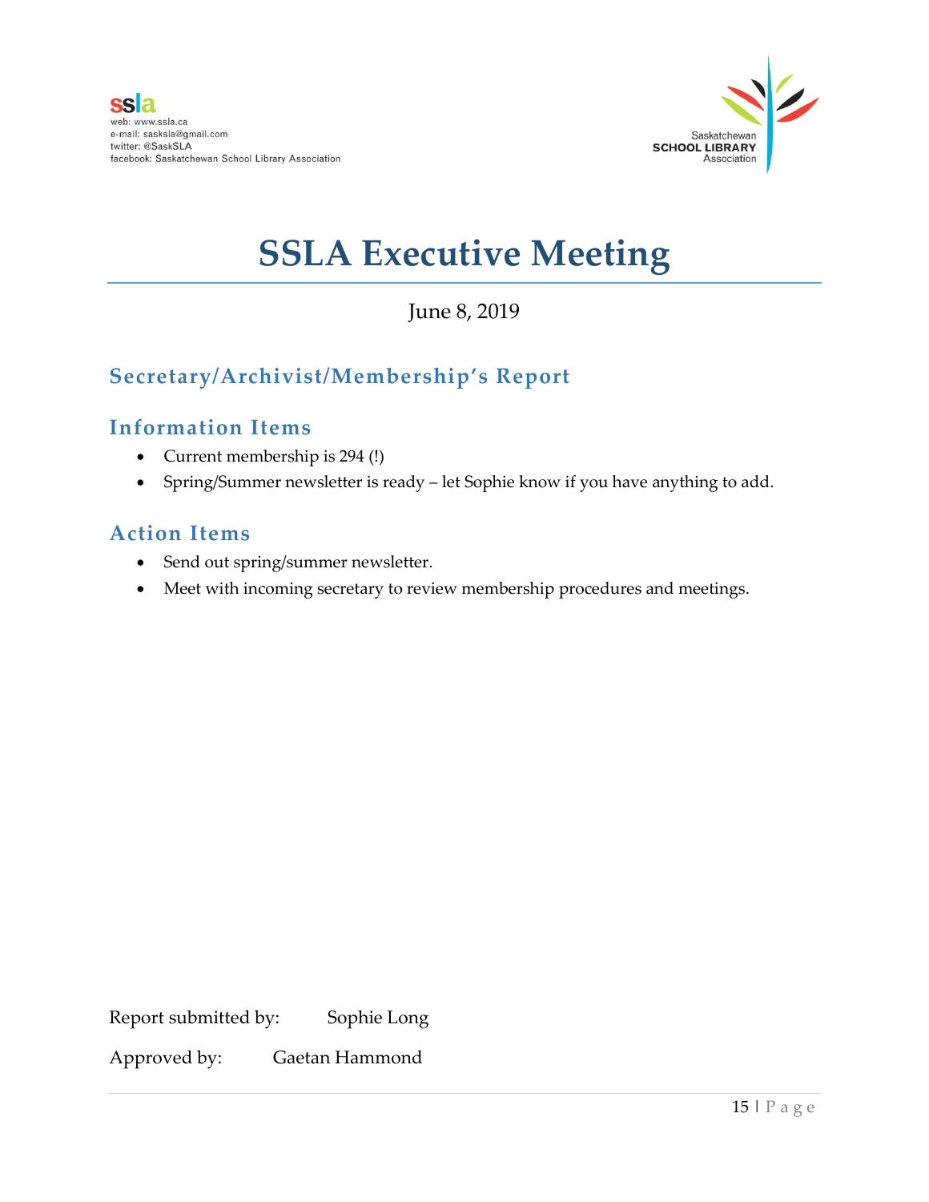ssla
web: www.ssla.ca
e-mail: sasksla@gmail.com
twitter: @SaskSLA
facebook: Saskatchewan School Library Association

Saskatchewan
SCHOOL LIBRARY
Association

# SSLA Executive Meeting

June 8, 2019

## Secretary/Archivist/Membership's Report

### Information Items

- Current membership is 294 (!)
- Spring/Summer newsletter is ready – let Sophie know if you have anything to add.

### Action Items

- Send out spring/summer newsletter.
- Meet with incoming secretary to review membership procedures and meetings.

Report submitted by: Sophie Long

Approved by: Gaetan Hammond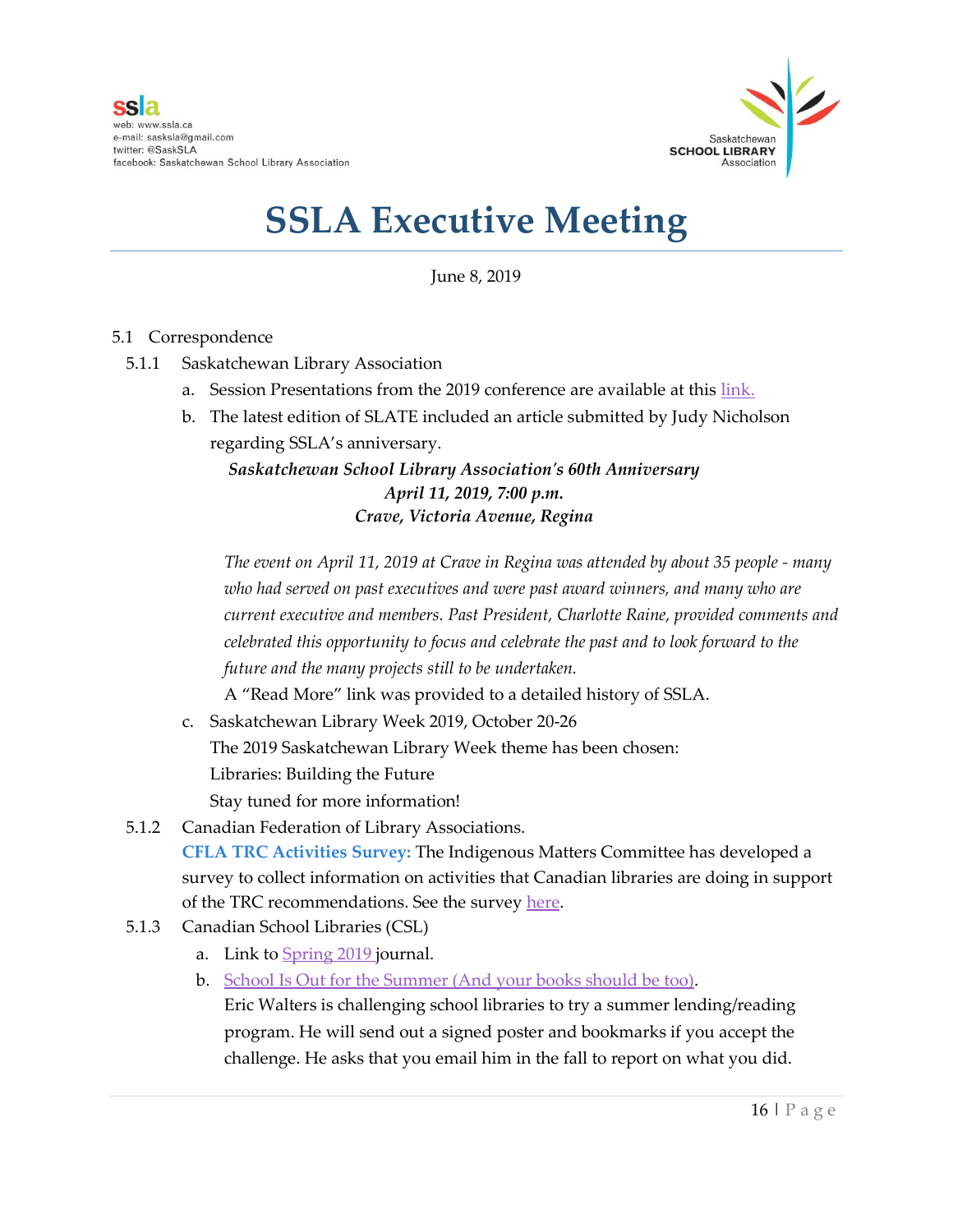# SSLA Executive Meeting

June 8, 2019

5.1 Correspondence

5.1.1 Saskatchewan Library Association

a. Session Presentations from the 2019 conference are available at this link.

b. The latest edition of SLATE included an article submitted by Judy Nicholson regarding SSLA's anniversary.

***Saskatchewan School Library Association's 60th Anniversary***
***April 11, 2019, 7:00 p.m.***
***Crave, Victoria Avenue, Regina***

*The event on April 11, 2019 at Crave in Regina was attended by about 35 people - many who had served on past executives and were past award winners, and many who are current executive and members. Past President, Charlotte Raine, provided comments and celebrated this opportunity to focus and celebrate the past and to look forward to the future and the many projects still to be undertaken.*

A "Read More" link was provided to a detailed history of SSLA.

c. Saskatchewan Library Week 2019, October 20-26
The 2019 Saskatchewan Library Week theme has been chosen:
Libraries: Building the Future
Stay tuned for more information!

5.1.2 Canadian Federation of Library Associations.
**CFLA TRC Activities Survey:** The Indigenous Matters Committee has developed a survey to collect information on activities that Canadian libraries are doing in support of the TRC recommendations. See the survey here.

5.1.3 Canadian School Libraries (CSL)

a. Link to Spring 2019 journal.

b. School Is Out for the Summer (And your books should be too).
Eric Walters is challenging school libraries to try a summer lending/reading program. He will send out a signed poster and bookmarks if you accept the challenge. He asks that you email him in the fall to report on what you did.